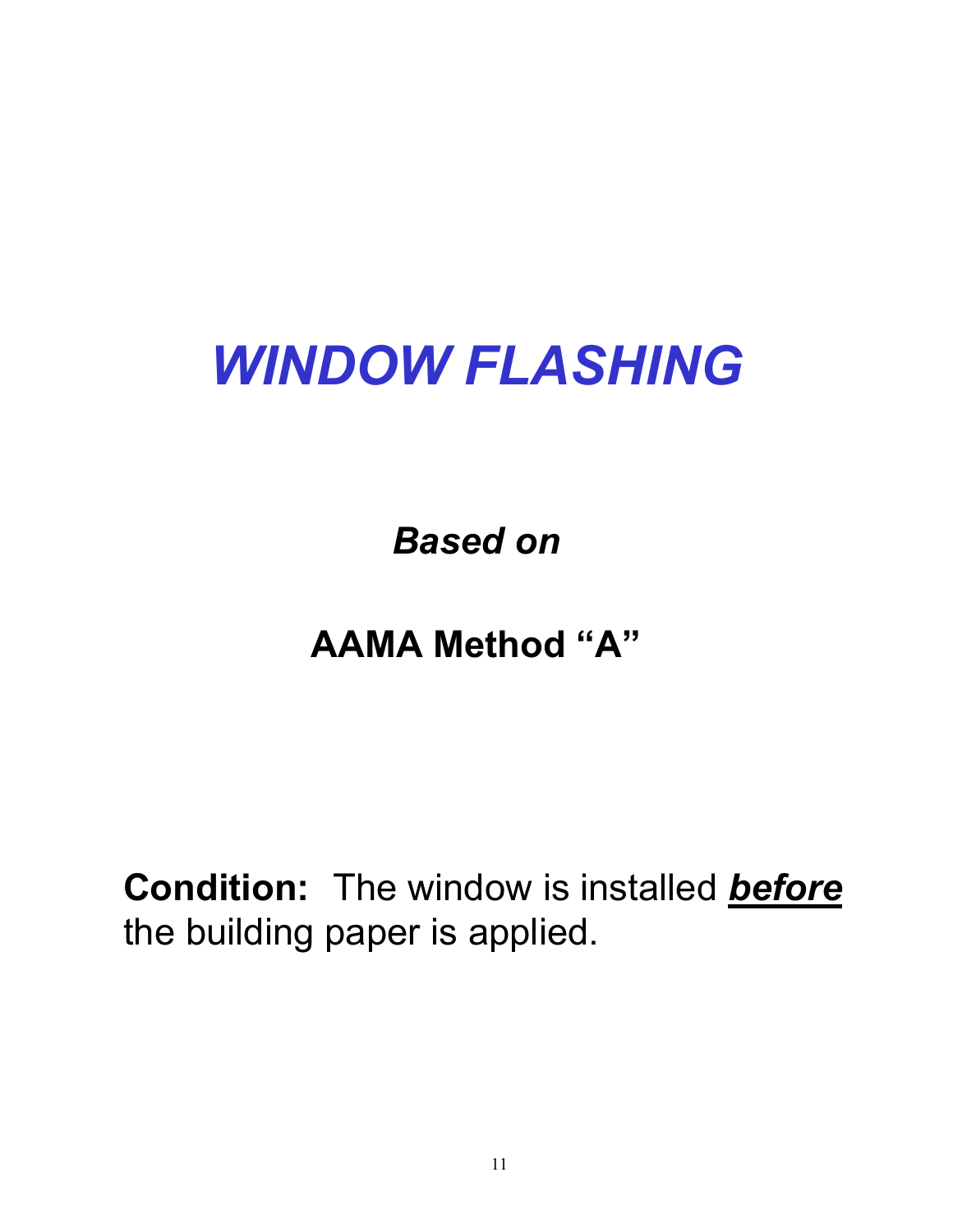# *WINDOW FLASHING*

***Based on***

**AAMA Method "A"**

**Condition:** The window is installed ***before*** the building paper is applied.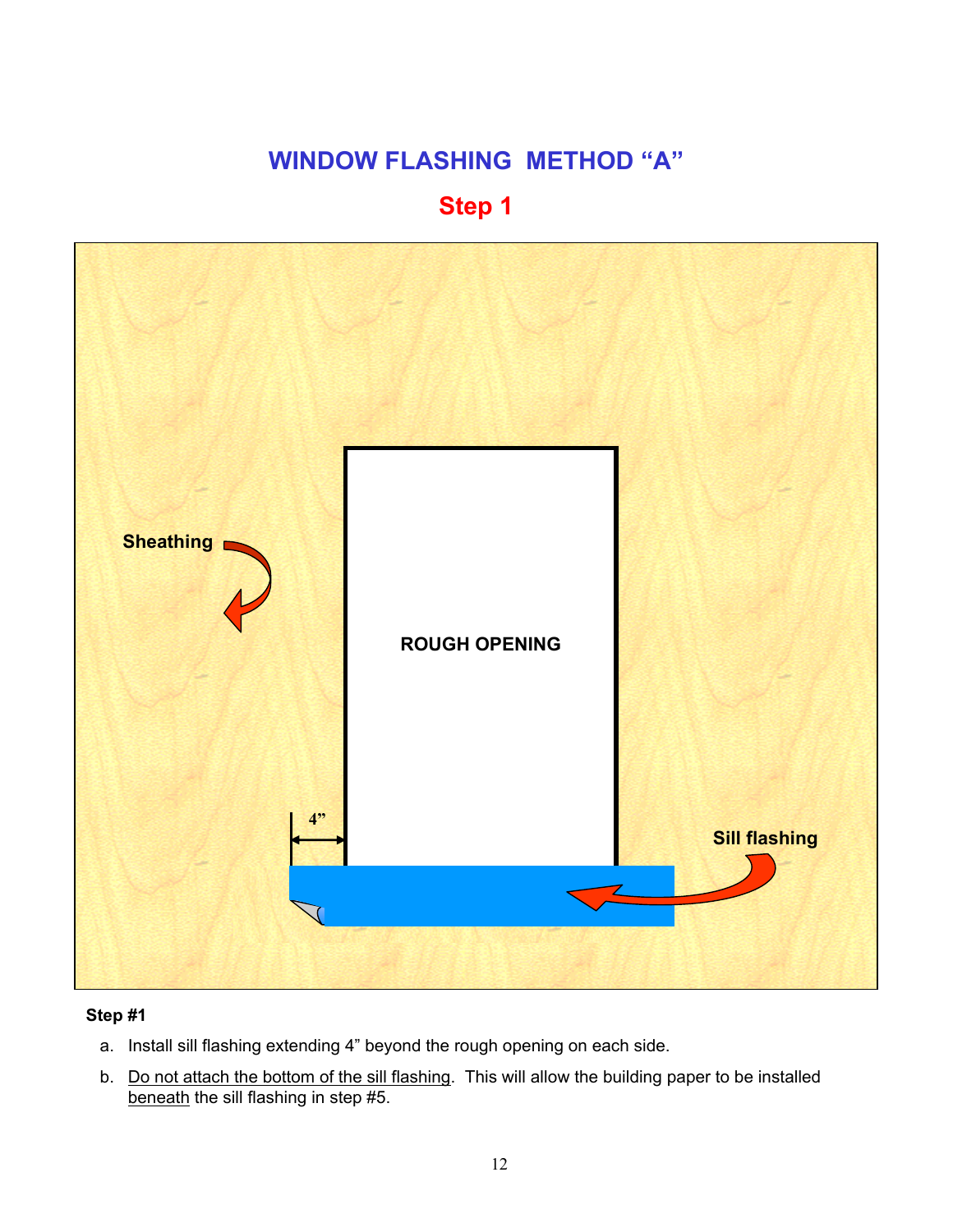# WINDOW FLASHING METHOD "A"

## Step 1

Sheathing

ROUGH OPENING

4"

Sill flashing

**Step #1**

a. Install sill flashing extending 4" beyond the rough opening on each side.

b. <u>Do not attach the bottom of the sill flashing</u>. This will allow the building paper to be installed <u>beneath</u> the sill flashing in step #5.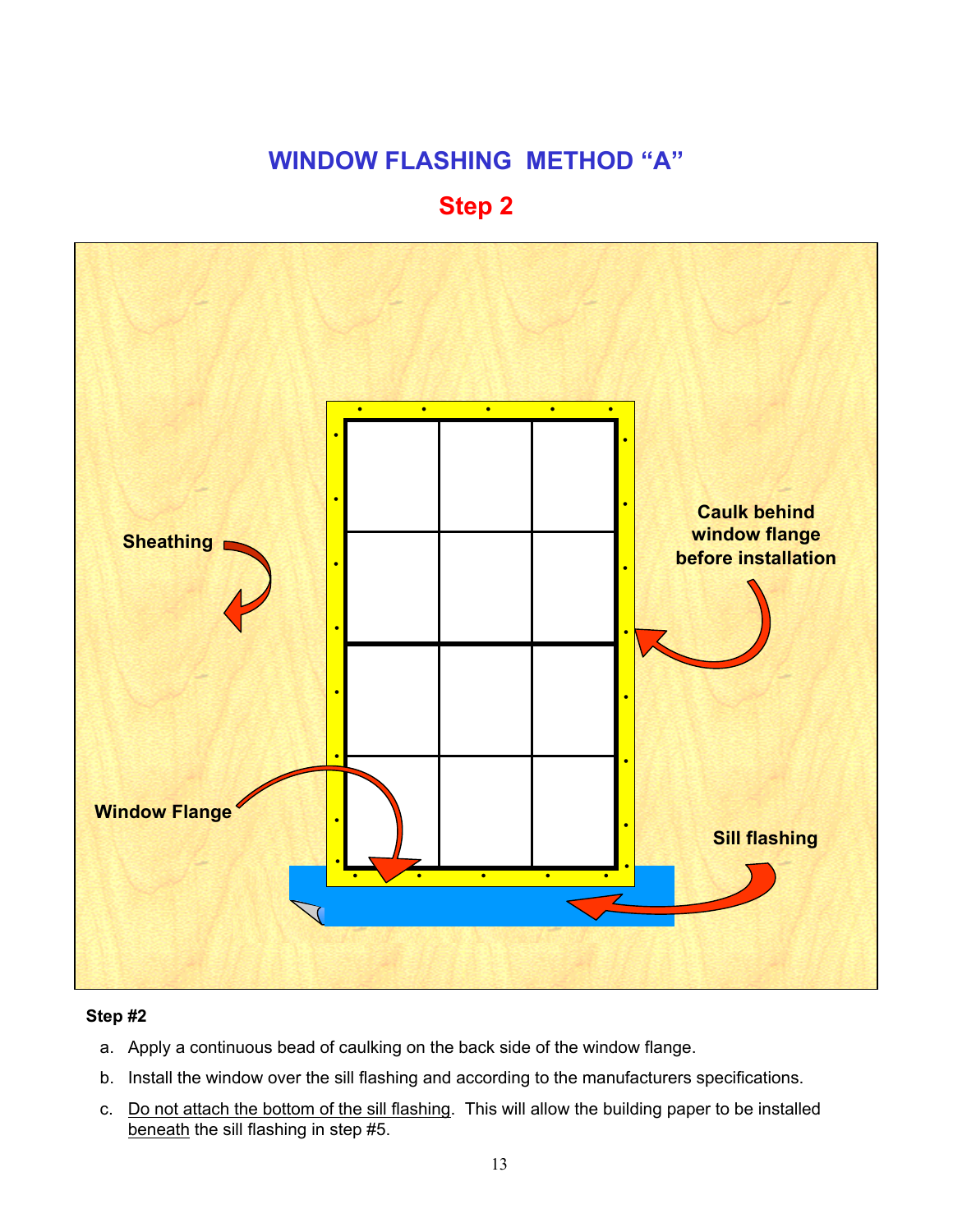# WINDOW FLASHING METHOD "A"

## Step 2

Sheathing

Caulk behind window flange before installation

Window Flange

Sill flashing

**Step #2**

a. Apply a continuous bead of caulking on the back side of the window flange.

b. Install the window over the sill flashing and according to the manufacturers specifications.

c. Do not attach the bottom of the sill flashing. This will allow the building paper to be installed beneath the sill flashing in step #5.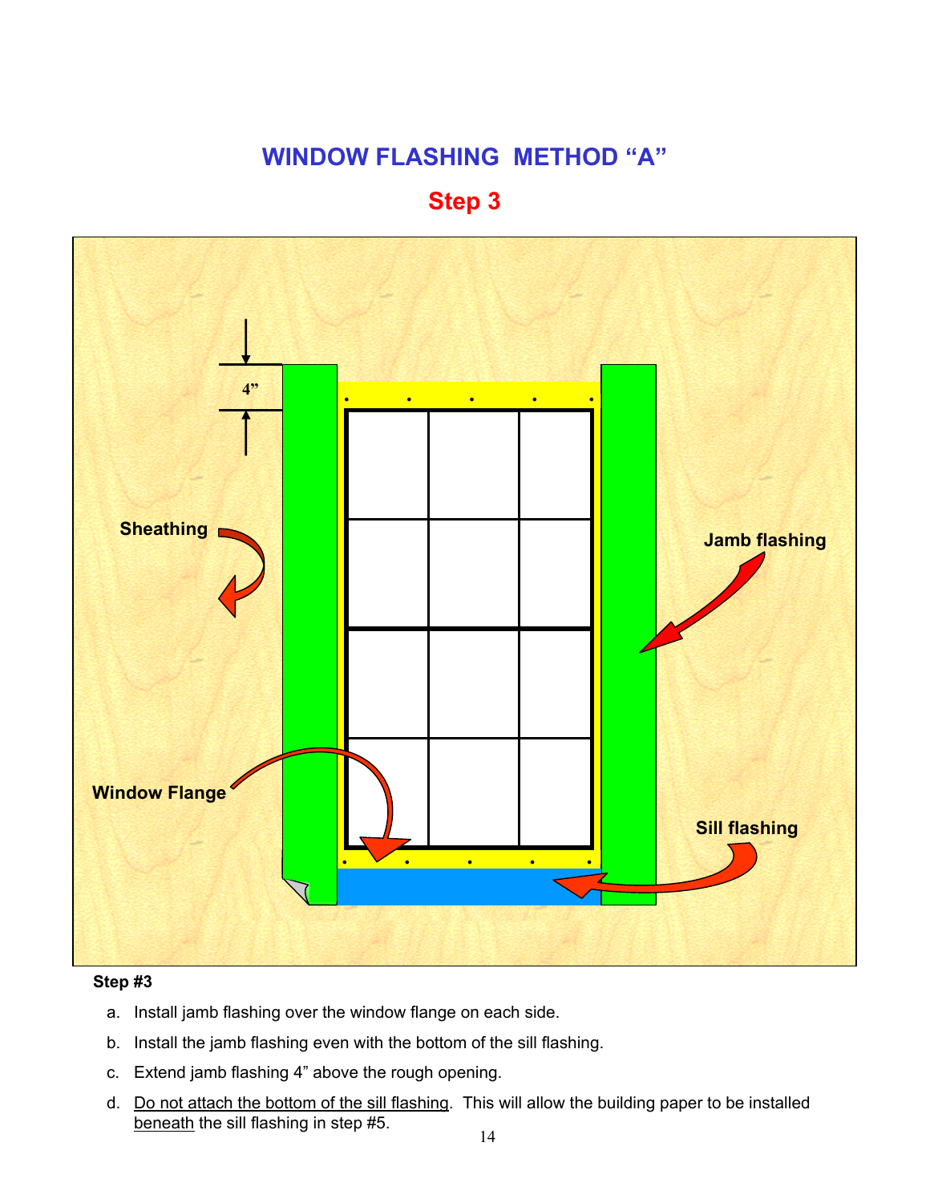# WINDOW FLASHING METHOD "A"

## Step 3

**Step #3**

a. Install jamb flashing over the window flange on each side.

b. Install the jamb flashing even with the bottom of the sill flashing.

c. Extend jamb flashing 4" above the rough opening.

d. <u>Do not attach the bottom of the sill flashing</u>. This will allow the building paper to be installed <u>beneath</u> the sill flashing in step #5.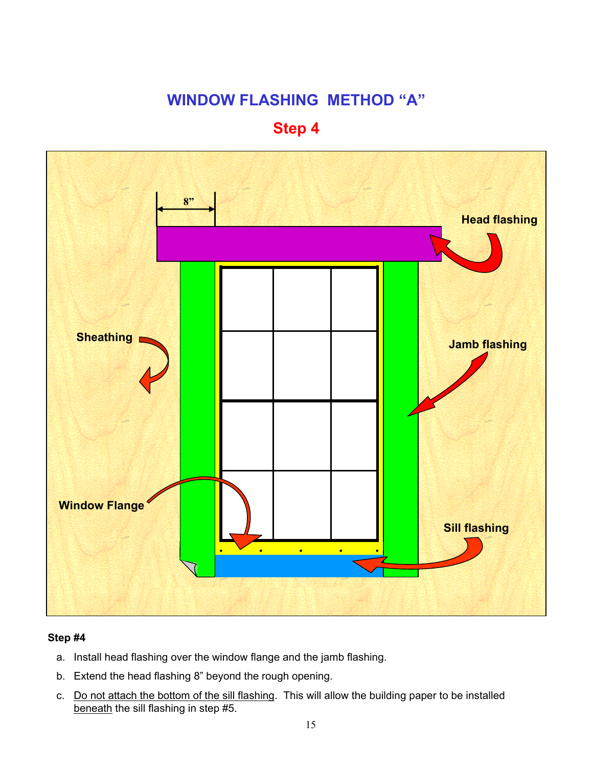# WINDOW FLASHING METHOD "A"

## Step 4

8"

Head flashing

Sheathing

Jamb flashing

Window Flange

Sill flashing

**Step #4**

a. Install head flashing over the window flange and the jamb flashing.
b. Extend the head flashing 8" beyond the rough opening.
c. Do not attach the bottom of the sill flashing. This will allow the building paper to be installed beneath the sill flashing in step #5.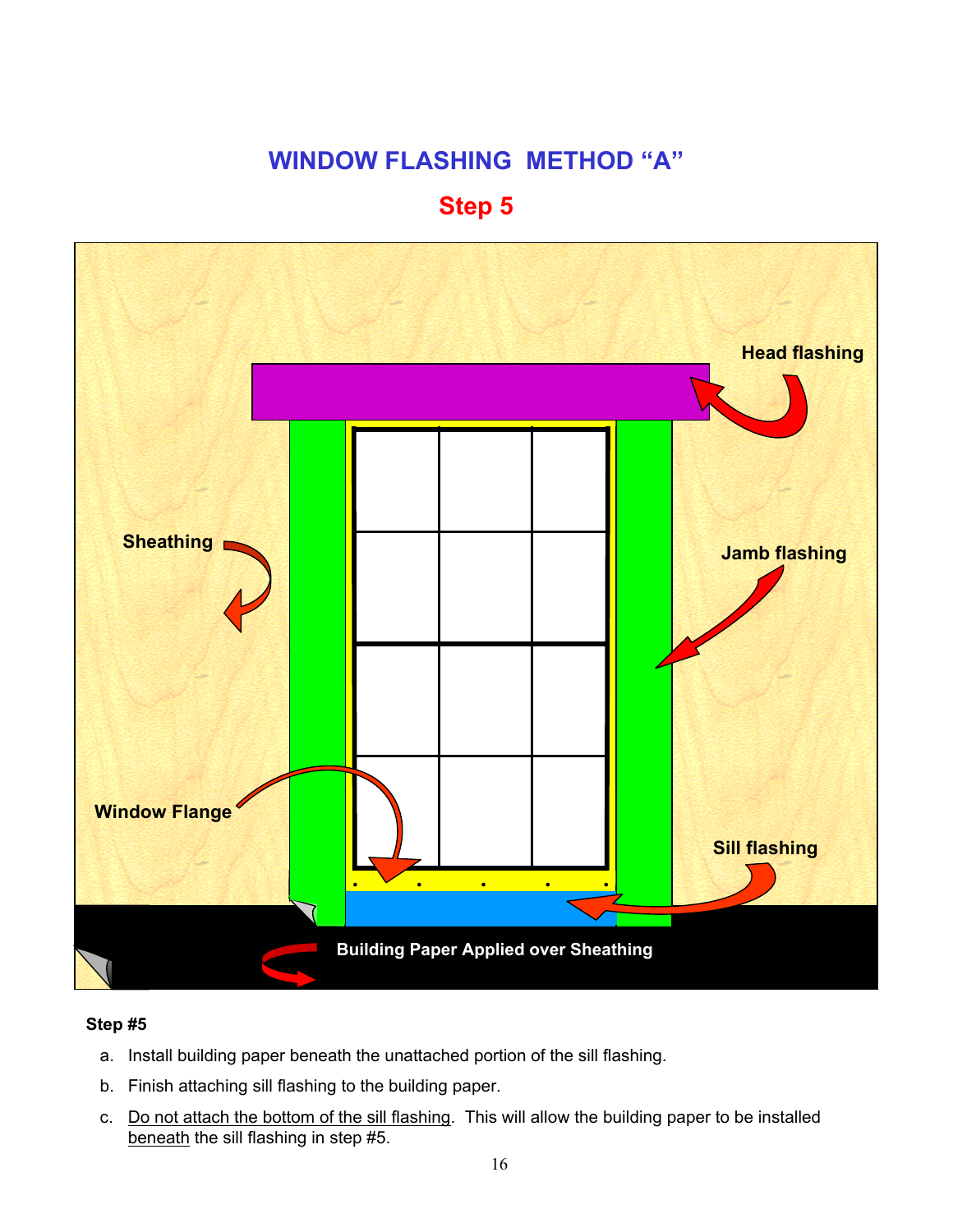# WINDOW FLASHING METHOD "A"

## Step 5

Head flashing

Sheathing

Jamb flashing

Window Flange

Sill flashing

Building Paper Applied over Sheathing

**Step #5**

a. Install building paper beneath the unattached portion of the sill flashing.

b. Finish attaching sill flashing to the building paper.

c. Do not attach the bottom of the sill flashing. This will allow the building paper to be installed beneath the sill flashing in step #5.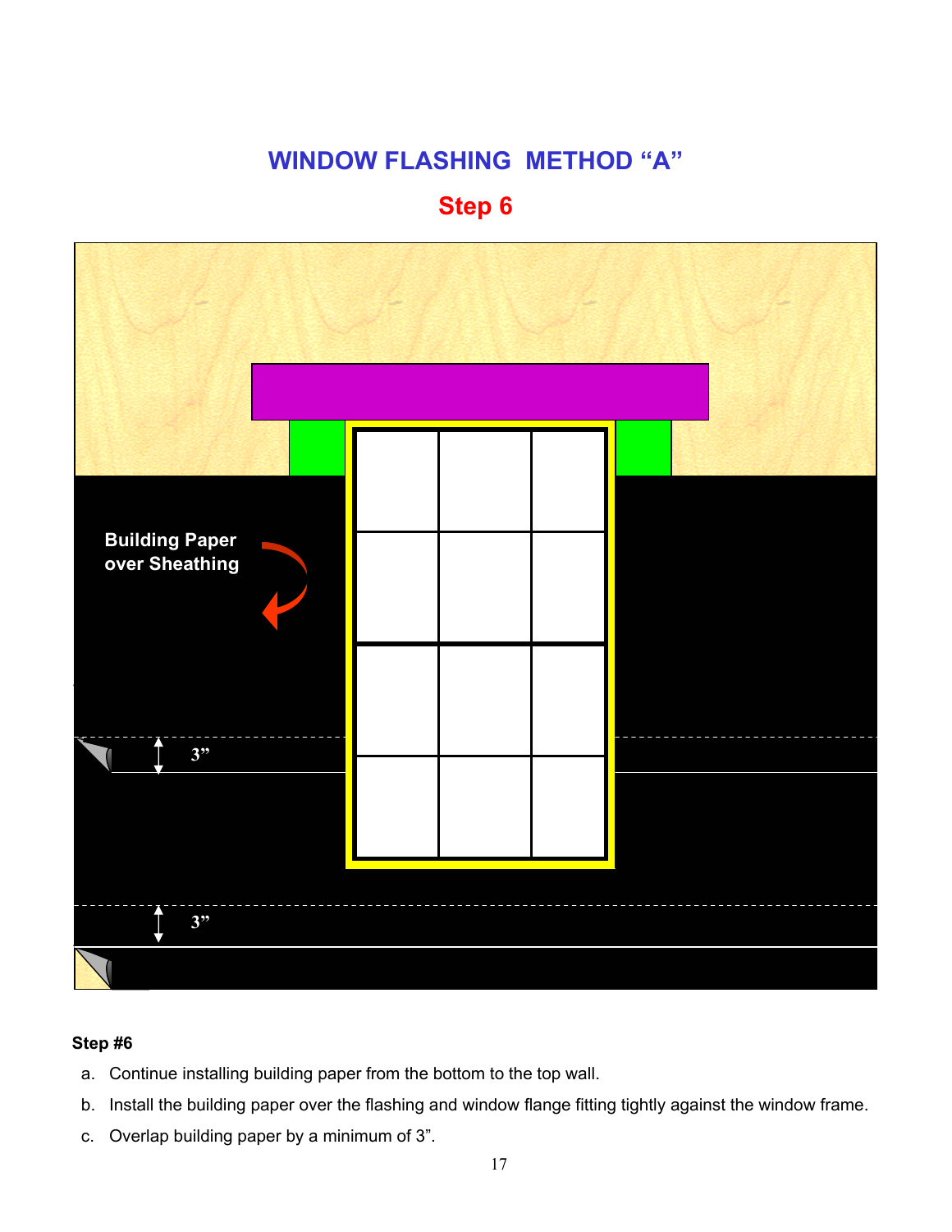# WINDOW FLASHING METHOD "A"

## Step 6

Building Paper over Sheathing

3"

3"

**Step #6**

a. Continue installing building paper from the bottom to the top wall.

b. Install the building paper over the flashing and window flange fitting tightly against the window frame.

c. Overlap building paper by a minimum of 3".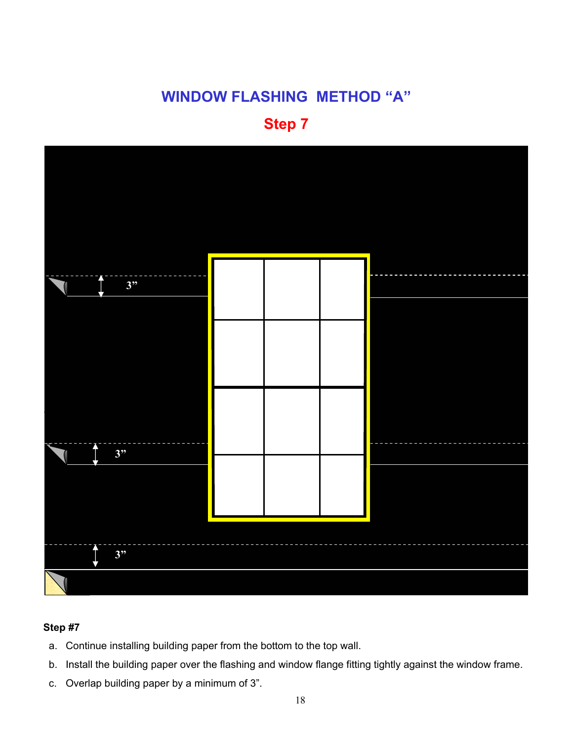# WINDOW FLASHING METHOD "A"

## Step 7

3"

3"

3"

**Step #7**

a. Continue installing building paper from the bottom to the top wall.

b. Install the building paper over the flashing and window flange fitting tightly against the window frame.

c. Overlap building paper by a minimum of 3".